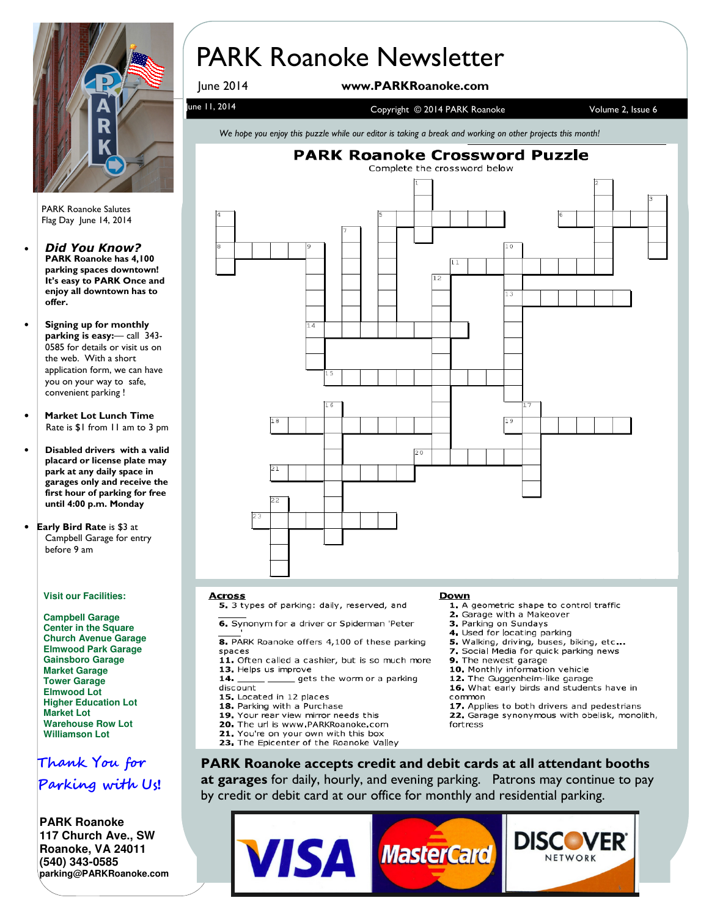# PARK Roanoke Newsletter

June 2014 **www.PARKRoanoke.com**

June 11, 2014 Copyright © 2014 PARK Roanoke Volume 2, Issue 6

PARK Roanoke Salutes Flag Day June 14, 2014

- ***Did You Know?*** **PARK Roanoke has 4,100 parking spaces downtown! It's easy to PARK Once and enjoy all downtown has to offer.**
- **Signing up for monthly parking is easy:**— call 343-0585 for details or visit us on the web. With a short application form, we can have you on your way to safe, convenient parking !
- **Market Lot Lunch Time** Rate is $1 from 11 am to 3 pm
- **Disabled drivers with a valid placard or license plate may park at any daily space in garages only and receive the first hour of parking for free until 4:00 p.m. Monday**
- **Early Bird Rate** is $3 at Campbell Garage for entry before 9 am

**Visit our Facilities:**

**Campbell Garage**
**Center in the Square**
**Church Avenue Garage**
**Elmwood Park Garage**
**Gainsboro Garage**
**Market Garage**
**Tower Garage**
**Elmwood Lot**
**Higher Education Lot**
**Market Lot**
**Warehouse Row Lot**
**Williamson Lot**

*Thank You for Parking with Us!*

**PARK Roanoke**
**117 Church Ave., SW**
**Roanoke, VA 24011**
**(540) 343-0585**
**parking@PARKRoanoke.com**

*We hope you enjoy this puzzle while our editor is taking a break and working on other projects this month!*

## PARK Roanoke Crossword Puzzle

Complete the crossword below

**Across**

**5.** 3 types of parking: daily, reserved, and ______

**6.** Synonym for a driver or Spiderman 'Peter ______'

**8.** PARK Roanoke offers 4,100 of these parking spaces

**11.** Often called a cashier, but is so much more

**13.** Helps us improve

**14.** ______ ______ gets the worm or a parking discount

**15.** Located in 12 places

**18.** Parking with a Purchase

**19.** Your rear view mirror needs this

**20.** The url is www.PARKRoanoke.com

**21.** You're on your own with this box

**23.** The Epicenter of the Roanoke Valley

**Down**

**1.** A geometric shape to control traffic

**2.** Garage with a Makeover

**3.** Parking on Sundays

**4.** Used for locating parking

**5.** Walking, driving, buses, biking, etc...

**7.** Social Media for quick parking news

**9.** The newest garage

**10.** Monthly information vehicle

**12.** The Guggenheim-like garage

**16.** What early birds and students have in common

**17.** Applies to both drivers and pedestrians

**22.** Garage synonymous with obelisk, monolith, fortress

**PARK Roanoke accepts credit and debit cards at all attendant booths at garages** for daily, hourly, and evening parking. Patrons may continue to pay by credit or debit card at our office for monthly and residential parking.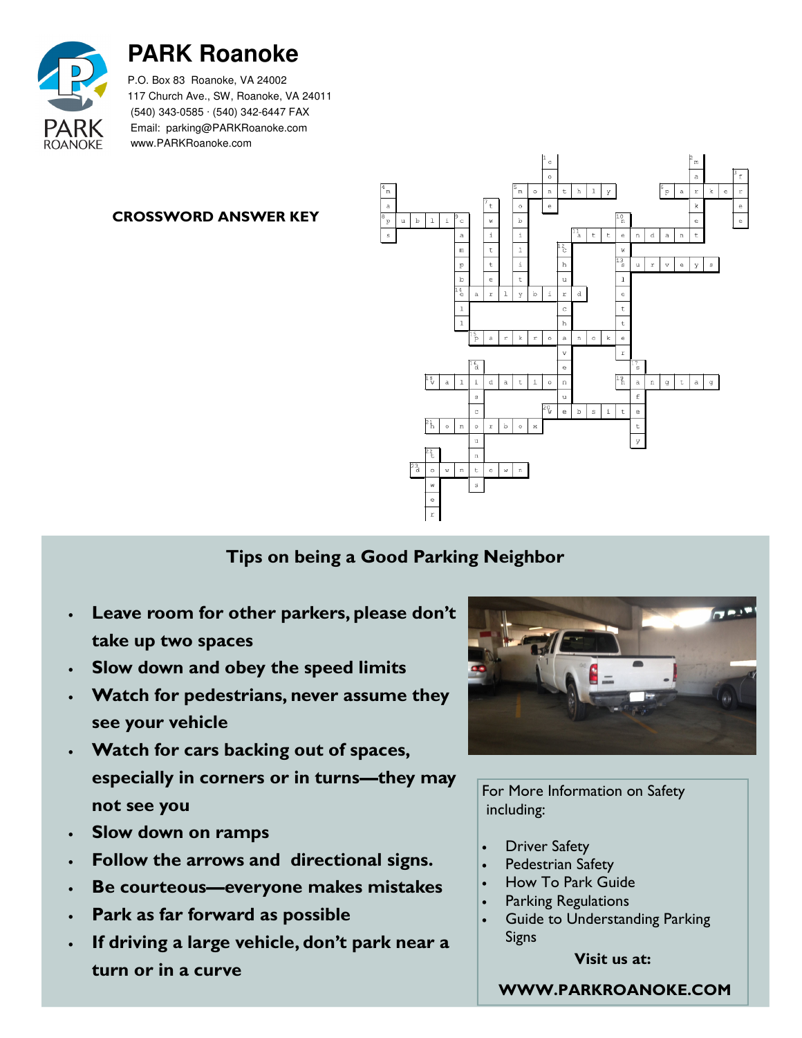# PARK Roanoke

P.O. Box 83 Roanoke, VA 24002
117 Church Ave., SW, Roanoke, VA 24011
(540) 343-0585 · (540) 342-6447 FAX
Email: parking@PARKRoanoke.com
www.PARKRoanoke.com

**CROSSWORD ANSWER KEY**

1 coin · 2 marker · 3 free · 4 mass · 5 monthly · 6 parker · 7 twitter · 8 public · 9 campbell · 10 newsletter · 11 attendant · 12 churchavenue · 13 surveys · 14 earlybird · 15 parkroanoke · 16 discounts · 17 safety · 18 validation · 19 hangtag · 20 website · 21 honorbox · 22 tower · 23 downtown

## Tips on being a Good Parking Neighbor

- **Leave room for other parkers, please don't take up two spaces**
- **Slow down and obey the speed limits**
- **Watch for pedestrians, never assume they see your vehicle**
- **Watch for cars backing out of spaces, especially in corners or in turns—they may not see you**
- **Slow down on ramps**
- **Follow the arrows and directional signs.**
- **Be courteous—everyone makes mistakes**
- **Park as far forward as possible**
- **If driving a large vehicle, don't park near a turn or in a curve**

For More Information on Safety including:

- Driver Safety
- Pedestrian Safety
- How To Park Guide
- Parking Regulations
- Guide to Understanding Parking Signs

**Visit us at:**

**WWW.PARKROANOKE.COM**